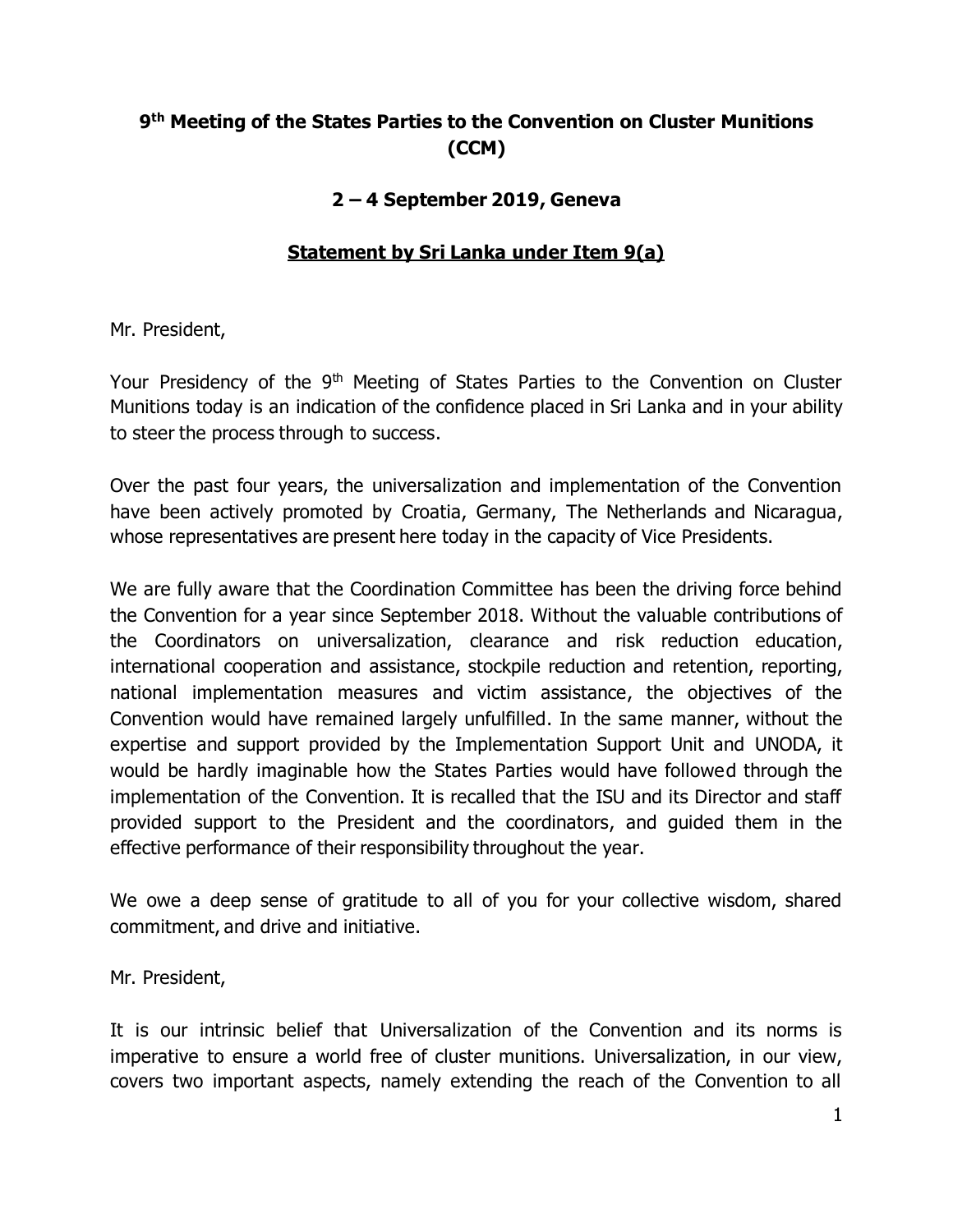# 9th Meeting of the States Parties to the Convention on Cluster Munitions (CCM)

## 2 – 4 September 2019, Geneva

### <u>Statement by Sri Lanka under Item 9(a)</u>

Mr. President,

Your Presidency of the 9th Meeting of States Parties to the Convention on Cluster Munitions today is an indication of the confidence placed in Sri Lanka and in your ability to steer the process through to success.

Over the past four years, the universalization and implementation of the Convention have been actively promoted by Croatia, Germany, The Netherlands and Nicaragua, whose representatives are present here today in the capacity of Vice Presidents.

We are fully aware that the Coordination Committee has been the driving force behind the Convention for a year since September 2018. Without the valuable contributions of the Coordinators on universalization, clearance and risk reduction education, international cooperation and assistance, stockpile reduction and retention, reporting, national implementation measures and victim assistance, the objectives of the Convention would have remained largely unfulfilled. In the same manner, without the expertise and support provided by the Implementation Support Unit and UNODA, it would be hardly imaginable how the States Parties would have followed through the implementation of the Convention. It is recalled that the ISU and its Director and staff provided support to the President and the coordinators, and guided them in the effective performance of their responsibility throughout the year.

We owe a deep sense of gratitude to all of you for your collective wisdom, shared commitment, and drive and initiative.

Mr. President,

It is our intrinsic belief that Universalization of the Convention and its norms is imperative to ensure a world free of cluster munitions. Universalization, in our view, covers two important aspects, namely extending the reach of the Convention to all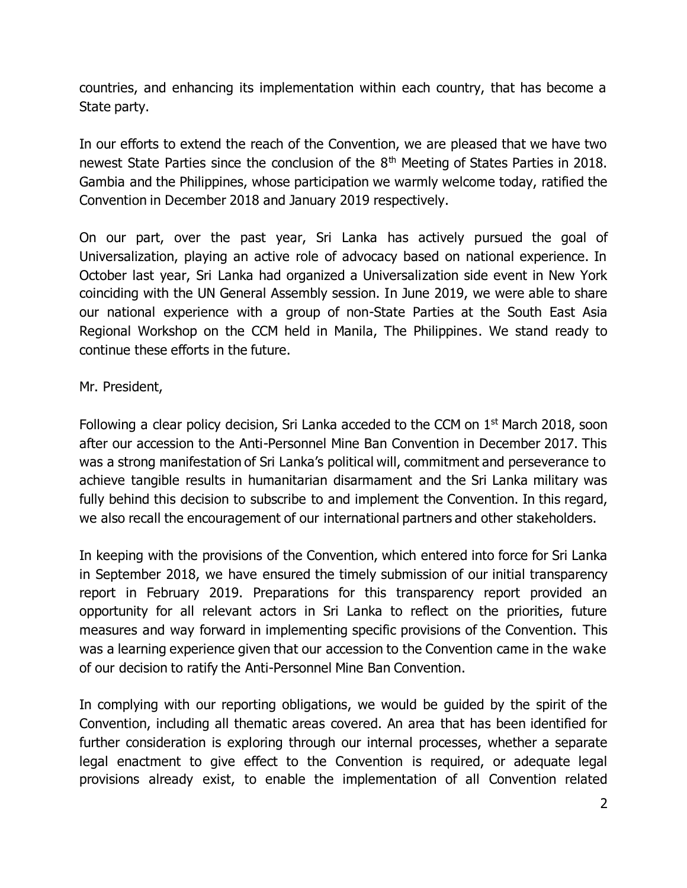countries, and enhancing its implementation within each country, that has become a State party.

In our efforts to extend the reach of the Convention, we are pleased that we have two newest State Parties since the conclusion of the 8th Meeting of States Parties in 2018. Gambia and the Philippines, whose participation we warmly welcome today, ratified the Convention in December 2018 and January 2019 respectively.

On our part, over the past year, Sri Lanka has actively pursued the goal of Universalization, playing an active role of advocacy based on national experience. In October last year, Sri Lanka had organized a Universalization side event in New York coinciding with the UN General Assembly session. In June 2019, we were able to share our national experience with a group of non-State Parties at the South East Asia Regional Workshop on the CCM held in Manila, The Philippines. We stand ready to continue these efforts in the future.

Mr. President,

Following a clear policy decision, Sri Lanka acceded to the CCM on 1st March 2018, soon after our accession to the Anti-Personnel Mine Ban Convention in December 2017. This was a strong manifestation of Sri Lanka's political will, commitment and perseverance to achieve tangible results in humanitarian disarmament and the Sri Lanka military was fully behind this decision to subscribe to and implement the Convention. In this regard, we also recall the encouragement of our international partners and other stakeholders.

In keeping with the provisions of the Convention, which entered into force for Sri Lanka in September 2018, we have ensured the timely submission of our initial transparency report in February 2019. Preparations for this transparency report provided an opportunity for all relevant actors in Sri Lanka to reflect on the priorities, future measures and way forward in implementing specific provisions of the Convention. This was a learning experience given that our accession to the Convention came in the wake of our decision to ratify the Anti-Personnel Mine Ban Convention.

In complying with our reporting obligations, we would be guided by the spirit of the Convention, including all thematic areas covered. An area that has been identified for further consideration is exploring through our internal processes, whether a separate legal enactment to give effect to the Convention is required, or adequate legal provisions already exist, to enable the implementation of all Convention related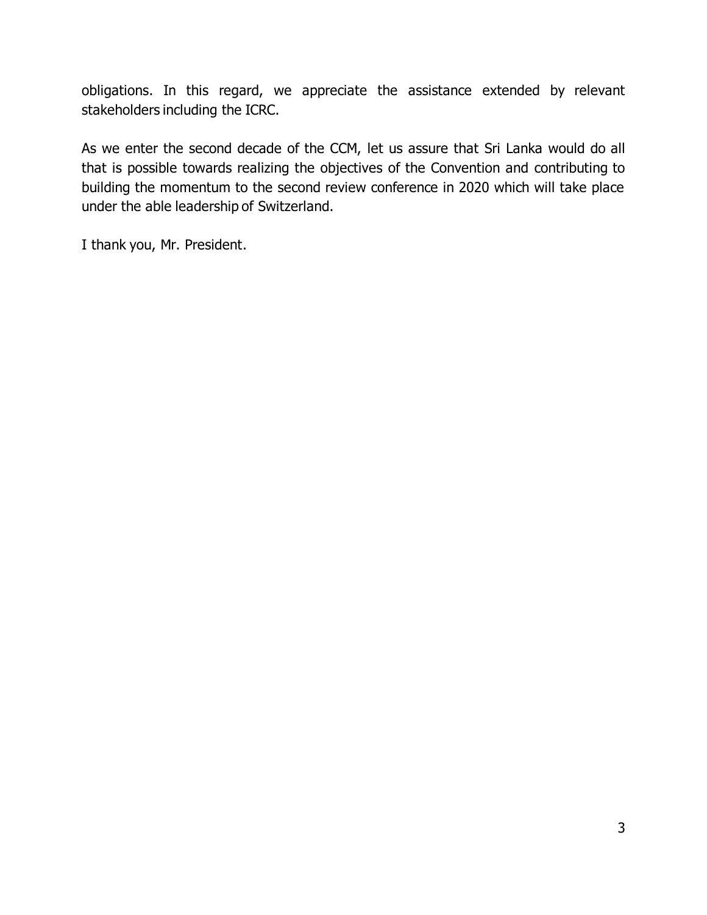obligations. In this regard, we appreciate the assistance extended by relevant stakeholders including the ICRC.

As we enter the second decade of the CCM, let us assure that Sri Lanka would do all that is possible towards realizing the objectives of the Convention and contributing to building the momentum to the second review conference in 2020 which will take place under the able leadership of Switzerland.

I thank you, Mr. President.